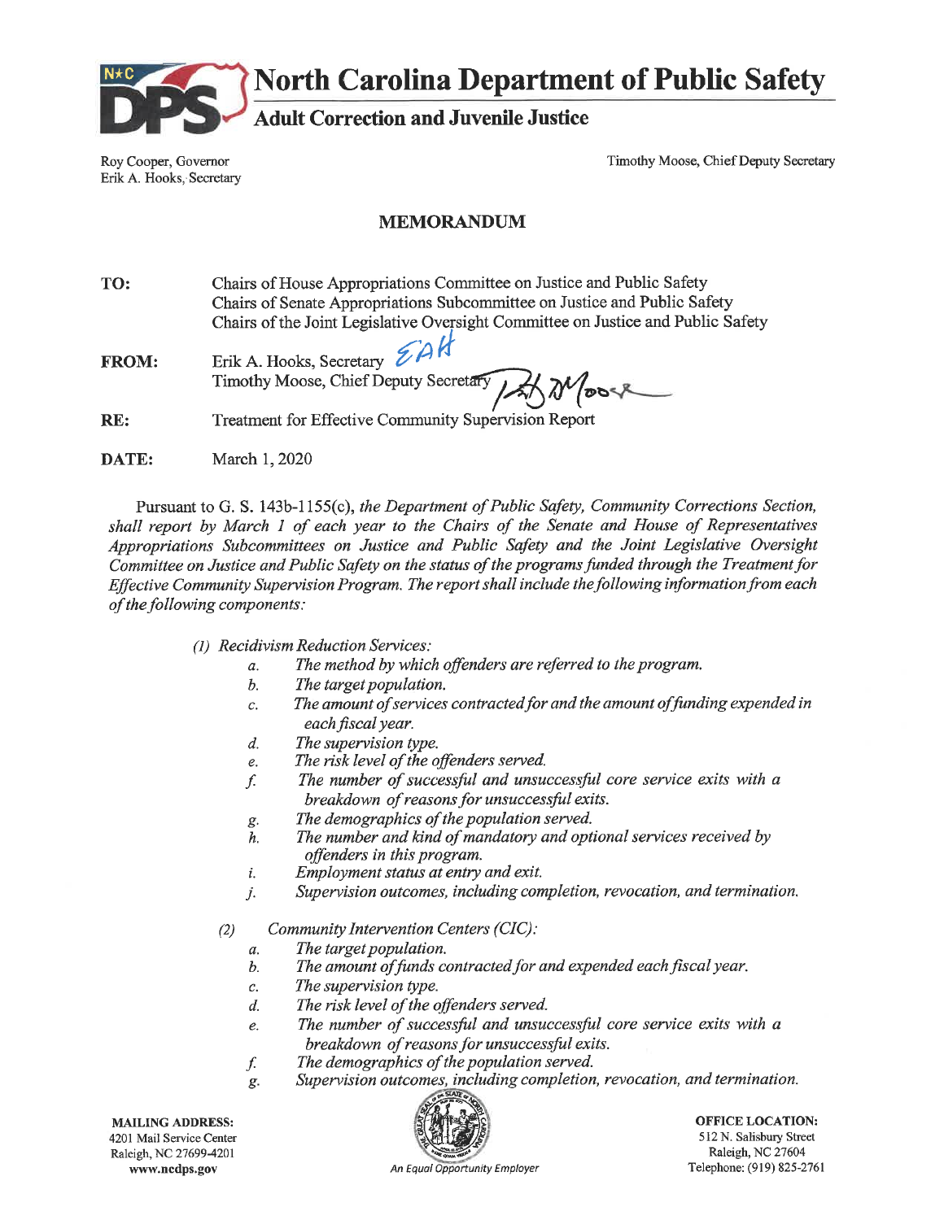# North Carolina Department of Public Safety

## Adult Correction and Juvenile Justice

Roy Cooper, Governor
Erik A. Hooks, Secretary

Timothy Moose, Chief Deputy Secretary

### MEMORANDUM

**TO:** Chairs of House Appropriations Committee on Justice and Public Safety
Chairs of Senate Appropriations Subcommittee on Justice and Public Safety
Chairs of the Joint Legislative Oversight Committee on Justice and Public Safety

**FROM:** Erik A. Hooks, Secretary
Timothy Moose, Chief Deputy Secretary

**RE:** Treatment for Effective Community Supervision Report

**DATE:** March 1, 2020

Pursuant to G. S. 143b-1155(c), *the Department of Public Safety, Community Corrections Section, shall report by March 1 of each year to the Chairs of the Senate and House of Representatives Appropriations Subcommittees on Justice and Public Safety and the Joint Legislative Oversight Committee on Justice and Public Safety on the status of the programs funded through the Treatment for Effective Community Supervision Program. The report shall include the following information from each of the following components:*

*(1) Recidivism Reduction Services:*

- *a. The method by which offenders are referred to the program.*
- *b. The target population.*
- *c. The amount of services contracted for and the amount of funding expended in each fiscal year.*
- *d. The supervision type.*
- *e. The risk level of the offenders served.*
- *f. The number of successful and unsuccessful core service exits with a breakdown of reasons for unsuccessful exits.*
- *g. The demographics of the population served.*
- *h. The number and kind of mandatory and optional services received by offenders in this program.*
- *i. Employment status at entry and exit.*
- *j. Supervision outcomes, including completion, revocation, and termination.*

*(2) Community Intervention Centers (CIC):*

- *a. The target population.*
- *b. The amount of funds contracted for and expended each fiscal year.*
- *c. The supervision type.*
- *d. The risk level of the offenders served.*
- *e. The number of successful and unsuccessful core service exits with a breakdown of reasons for unsuccessful exits.*
- *f. The demographics of the population served.*
- *g. Supervision outcomes, including completion, revocation, and termination.*

**MAILING ADDRESS:**
4201 Mail Service Center
Raleigh, NC 27699-4201
**www.ncdps.gov**

*An Equal Opportunity Employer*

**OFFICE LOCATION:**
512 N. Salisbury Street
Raleigh, NC 27604
Telephone: (919) 825-2761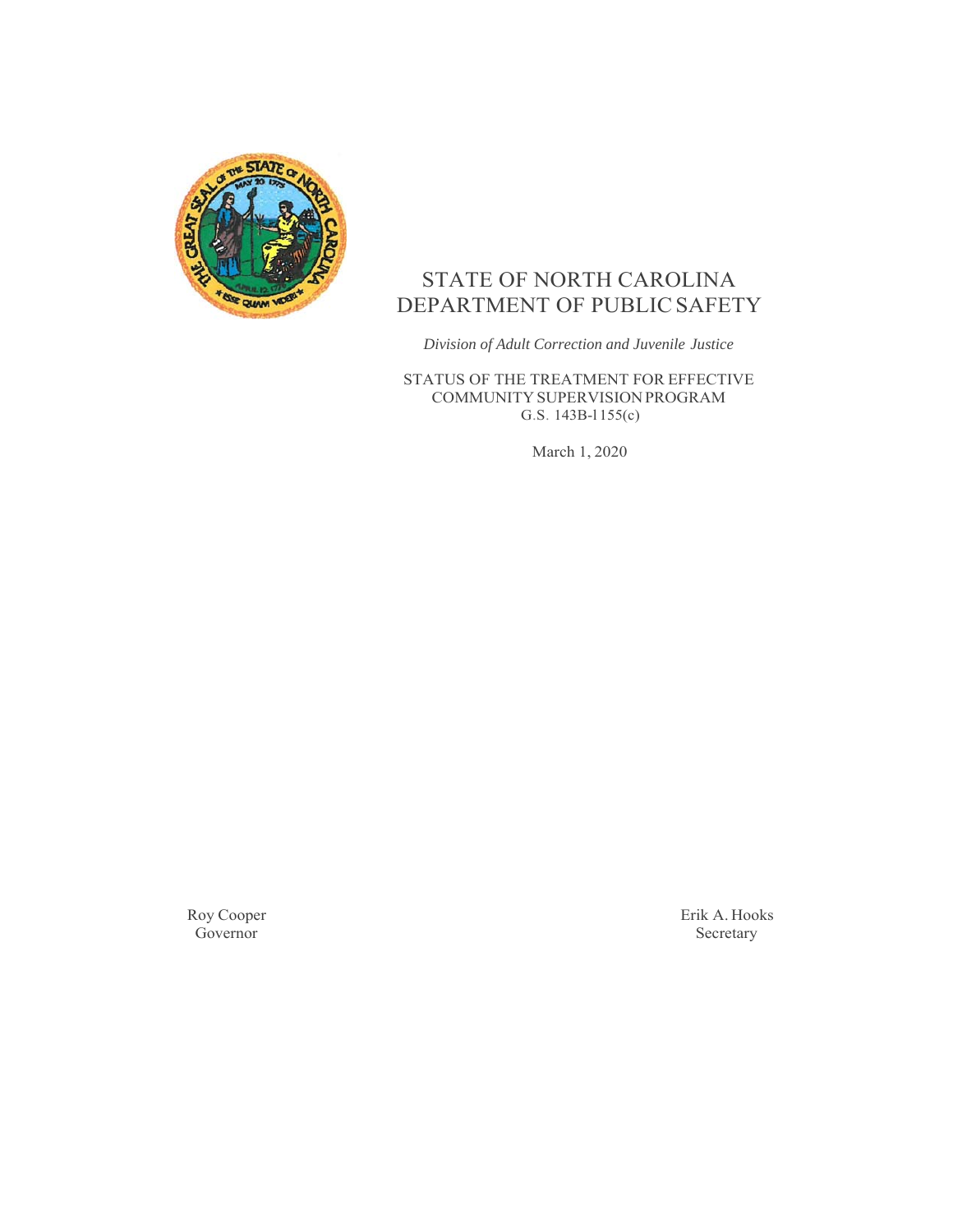# STATE OF NORTH CAROLINA
# DEPARTMENT OF PUBLIC SAFETY

*Division of Adult Correction and Juvenile Justice*

STATUS OF THE TREATMENT FOR EFFECTIVE COMMUNITY SUPERVISION PROGRAM
G.S. 143B-1155(c)

March 1, 2020

Roy Cooper
Governor

Erik A. Hooks
Secretary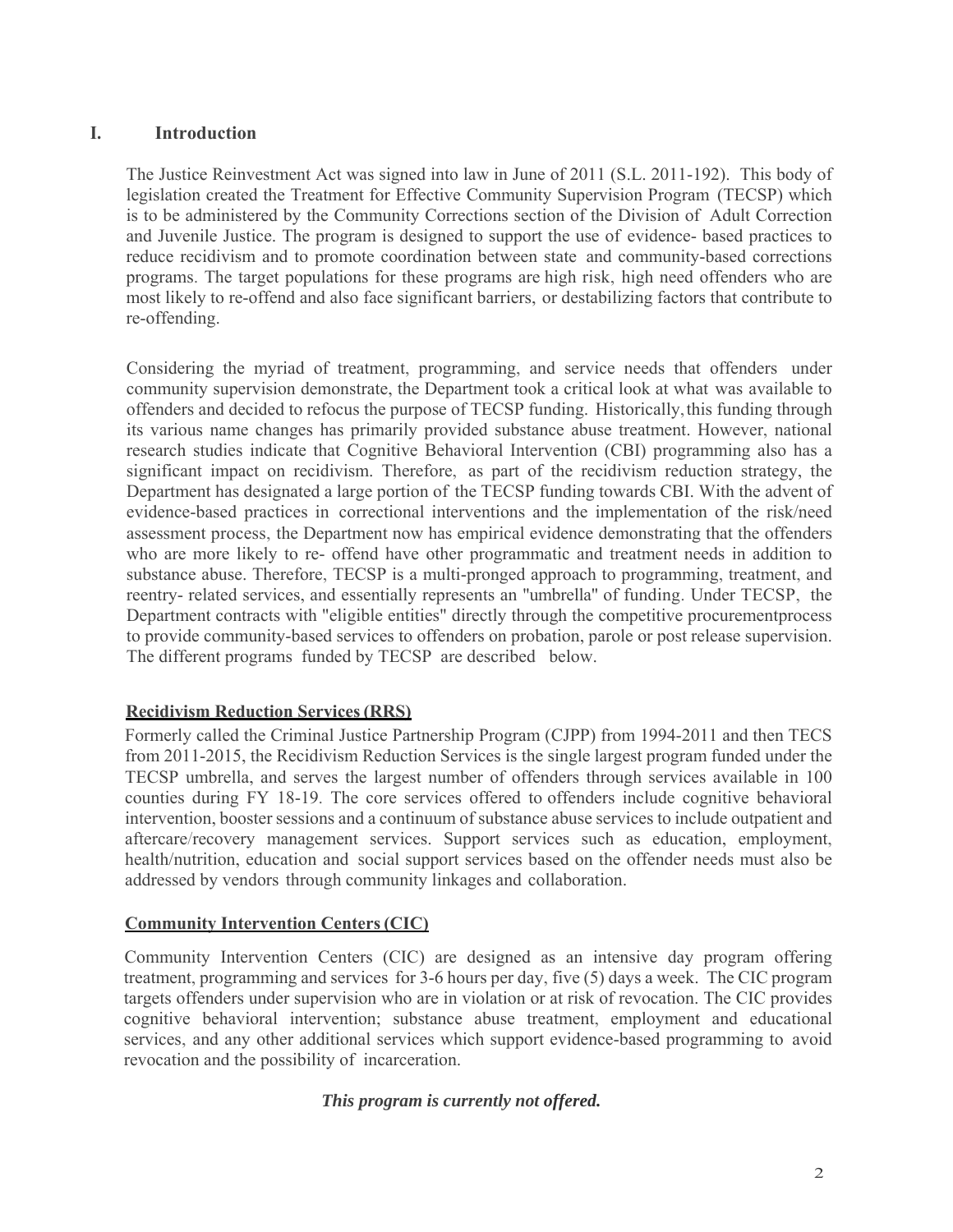## I. Introduction

The Justice Reinvestment Act was signed into law in June of 2011 (S.L. 2011-192). This body of legislation created the Treatment for Effective Community Supervision Program (TECSP) which is to be administered by the Community Corrections section of the Division of Adult Correction and Juvenile Justice. The program is designed to support the use of evidence- based practices to reduce recidivism and to promote coordination between state and community-based corrections programs. The target populations for these programs are high risk, high need offenders who are most likely to re-offend and also face significant barriers, or destabilizing factors that contribute to re-offending.

Considering the myriad of treatment, programming, and service needs that offenders under community supervision demonstrate, the Department took a critical look at what was available to offenders and decided to refocus the purpose of TECSP funding. Historically, this funding through its various name changes has primarily provided substance abuse treatment. However, national research studies indicate that Cognitive Behavioral Intervention (CBI) programming also has a significant impact on recidivism. Therefore, as part of the recidivism reduction strategy, the Department has designated a large portion of the TECSP funding towards CBI. With the advent of evidence-based practices in correctional interventions and the implementation of the risk/need assessment process, the Department now has empirical evidence demonstrating that the offenders who are more likely to re- offend have other programmatic and treatment needs in addition to substance abuse. Therefore, TECSP is a multi-pronged approach to programming, treatment, and reentry- related services, and essentially represents an "umbrella" of funding. Under TECSP, the Department contracts with "eligible entities" directly through the competitive procurementprocess to provide community-based services to offenders on probation, parole or post release supervision. The different programs funded by TECSP are described below.

**Recidivism Reduction Services (RRS)**

Formerly called the Criminal Justice Partnership Program (CJPP) from 1994-2011 and then TECS from 2011-2015, the Recidivism Reduction Services is the single largest program funded under the TECSP umbrella, and serves the largest number of offenders through services available in 100 counties during FY 18-19. The core services offered to offenders include cognitive behavioral intervention, booster sessions and a continuum of substance abuse services to include outpatient and aftercare/recovery management services. Support services such as education, employment, health/nutrition, education and social support services based on the offender needs must also be addressed by vendors through community linkages and collaboration.

**Community Intervention Centers (CIC)**

Community Intervention Centers (CIC) are designed as an intensive day program offering treatment, programming and services for 3-6 hours per day, five (5) days a week. The CIC program targets offenders under supervision who are in violation or at risk of revocation. The CIC provides cognitive behavioral intervention; substance abuse treatment, employment and educational services, and any other additional services which support evidence-based programming to avoid revocation and the possibility of incarceration.

***This program is currently not offered.***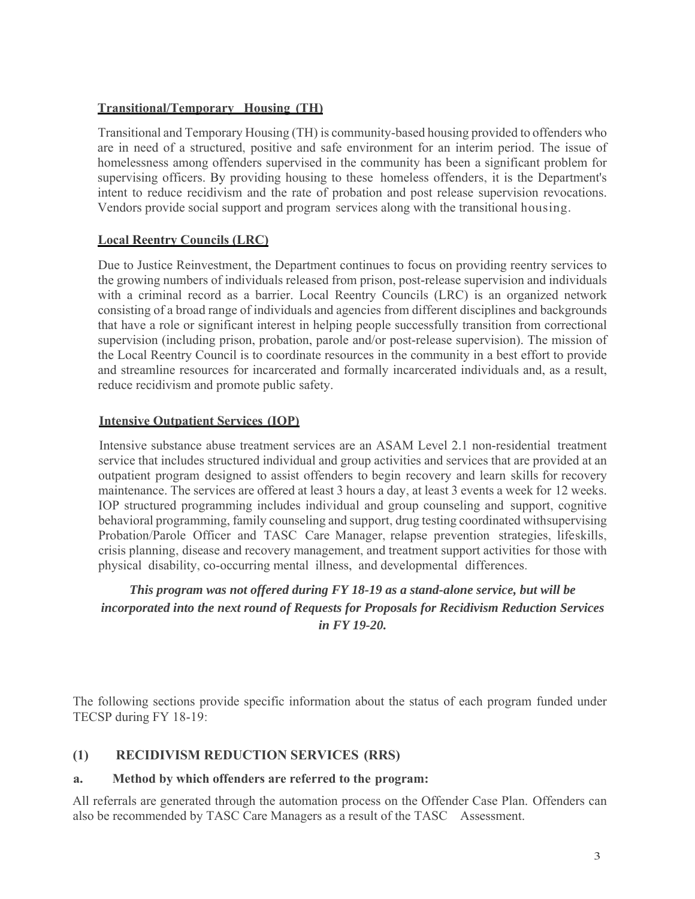**Transitional/Temporary Housing (TH)**

Transitional and Temporary Housing (TH) is community-based housing provided to offenders who are in need of a structured, positive and safe environment for an interim period. The issue of homelessness among offenders supervised in the community has been a significant problem for supervising officers. By providing housing to these homeless offenders, it is the Department's intent to reduce recidivism and the rate of probation and post release supervision revocations. Vendors provide social support and program services along with the transitional housing.

**Local Reentry Councils (LRC)**

Due to Justice Reinvestment, the Department continues to focus on providing reentry services to the growing numbers of individuals released from prison, post-release supervision and individuals with a criminal record as a barrier. Local Reentry Councils (LRC) is an organized network consisting of a broad range of individuals and agencies from different disciplines and backgrounds that have a role or significant interest in helping people successfully transition from correctional supervision (including prison, probation, parole and/or post-release supervision). The mission of the Local Reentry Council is to coordinate resources in the community in a best effort to provide and streamline resources for incarcerated and formally incarcerated individuals and, as a result, reduce recidivism and promote public safety.

**Intensive Outpatient Services (IOP)**

Intensive substance abuse treatment services are an ASAM Level 2.1 non-residential treatment service that includes structured individual and group activities and services that are provided at an outpatient program designed to assist offenders to begin recovery and learn skills for recovery maintenance. The services are offered at least 3 hours a day, at least 3 events a week for 12 weeks. IOP structured programming includes individual and group counseling and support, cognitive behavioral programming, family counseling and support, drug testing coordinated withsupervising Probation/Parole Officer and TASC Care Manager, relapse prevention strategies, lifeskills, crisis planning, disease and recovery management, and treatment support activities for those with physical disability, co-occurring mental illness, and developmental differences.

***This program was not offered during FY 18-19 as a stand-alone service, but will be incorporated into the next round of Requests for Proposals for Recidivism Reduction Services in FY 19-20.***

The following sections provide specific information about the status of each program funded under TECSP during FY 18-19:

## (1) RECIDIVISM REDUCTION SERVICES (RRS)

### a. Method by which offenders are referred to the program:

All referrals are generated through the automation process on the Offender Case Plan. Offenders can also be recommended by TASC Care Managers as a result of the TASC Assessment.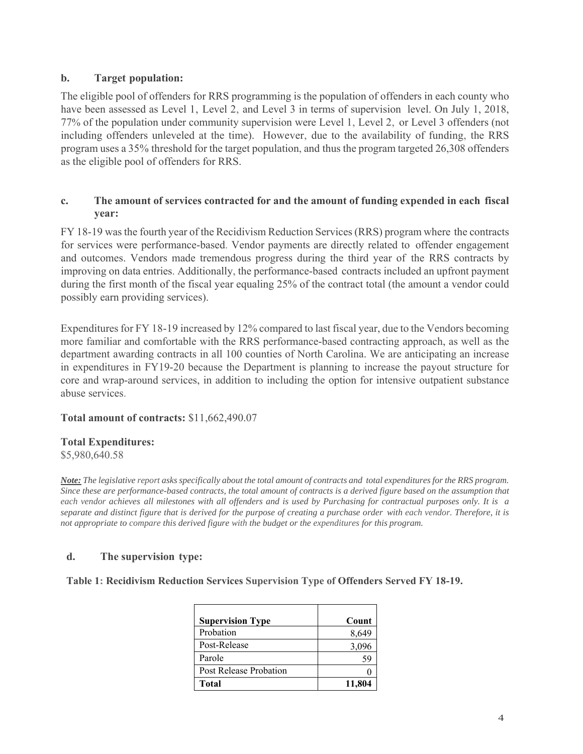## b. Target population:

The eligible pool of offenders for RRS programming is the population of offenders in each county who have been assessed as Level 1, Level 2, and Level 3 in terms of supervision level. On July 1, 2018, 77% of the population under community supervision were Level 1, Level 2, or Level 3 offenders (not including offenders unleveled at the time). However, due to the availability of funding, the RRS program uses a 35% threshold for the target population, and thus the program targeted 26,308 offenders as the eligible pool of offenders for RRS.

## c. The amount of services contracted for and the amount of funding expended in each fiscal year:

FY 18-19 was the fourth year of the Recidivism Reduction Services (RRS) program where the contracts for services were performance-based. Vendor payments are directly related to offender engagement and outcomes. Vendors made tremendous progress during the third year of the RRS contracts by improving on data entries. Additionally, the performance-based contracts included an upfront payment during the first month of the fiscal year equaling 25% of the contract total (the amount a vendor could possibly earn providing services).

Expenditures for FY 18-19 increased by 12% compared to last fiscal year, due to the Vendors becoming more familiar and comfortable with the RRS performance-based contracting approach, as well as the department awarding contracts in all 100 counties of North Carolina. We are anticipating an increase in expenditures in FY19-20 because the Department is planning to increase the payout structure for core and wrap-around services, in addition to including the option for intensive outpatient substance abuse services.

**Total amount of contracts:** $11,662,490.07

**Total Expenditures:**
$5,980,640.58

***Note:*** *The legislative report asks specifically about the total amount of contracts and total expenditures for the RRS program. Since these are performance-based contracts, the total amount of contracts is a derived figure based on the assumption that each vendor achieves all milestones with all offenders and is used by Purchasing for contractual purposes only. It is a separate and distinct figure that is derived for the purpose of creating a purchase order with each vendor. Therefore, it is not appropriate to compare this derived figure with the budget or the expenditures for this program.*

## d. The supervision type:

**Table 1: Recidivism Reduction Services Supervision Type of Offenders Served FY 18-19.**

| Supervision Type | Count |
|---|---:|
| Probation | 8,649 |
| Post-Release | 3,096 |
| Parole | 59 |
| Post Release Probation | 0 |
| **Total** | **11,804** |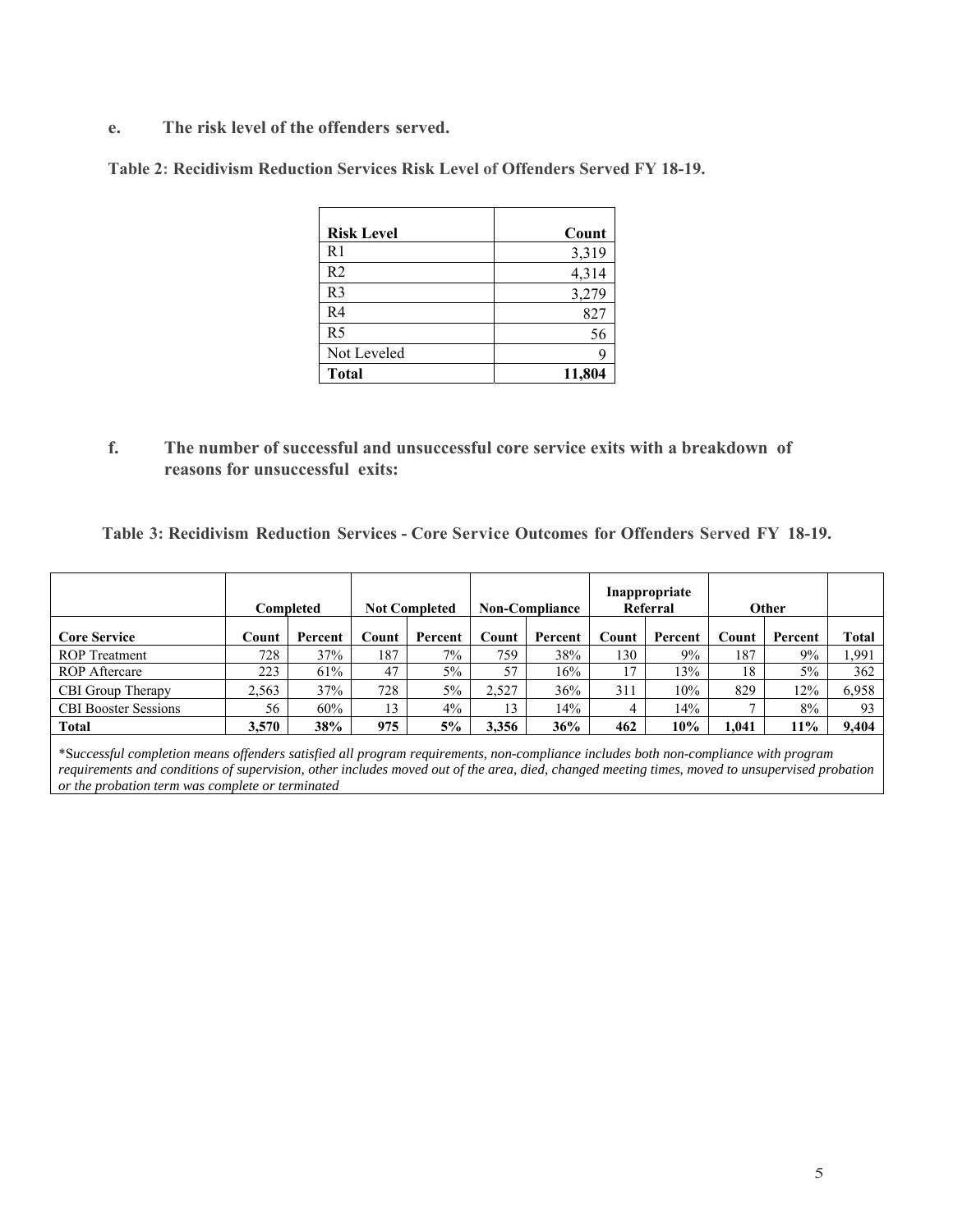**e. The risk level of the offenders served.**

**Table 2: Recidivism Reduction Services Risk Level of Offenders Served FY 18-19.**

| Risk Level | Count |
|---|---|
| R1 | 3,319 |
| R2 | 4,314 |
| R3 | 3,279 |
| R4 | 827 |
| R5 | 56 |
| Not Leveled | 9 |
| **Total** | **11,804** |

**f. The number of successful and unsuccessful core service exits with a breakdown of reasons for unsuccessful exits:**

**Table 3: Recidivism Reduction Services - Core Service Outcomes for Offenders Served FY 18-19.**

| | Completed | | Not Completed | | Non-Compliance | | Inappropriate Referral | | Other | | |
|---|---|---|---|---|---|---|---|---|---|---|---|
| **Core Service** | **Count** | **Percent** | **Count** | **Percent** | **Count** | **Percent** | **Count** | **Percent** | **Count** | **Percent** | **Total** |
| ROP Treatment | 728 | 37% | 187 | 7% | 759 | 38% | 130 | 9% | 187 | 9% | 1,991 |
| ROP Aftercare | 223 | 61% | 47 | 5% | 57 | 16% | 17 | 13% | 18 | 5% | 362 |
| CBI Group Therapy | 2,563 | 37% | 728 | 5% | 2,527 | 36% | 311 | 10% | 829 | 12% | 6,958 |
| CBI Booster Sessions | 56 | 60% | 13 | 4% | 13 | 14% | 4 | 14% | 7 | 8% | 93 |
| **Total** | **3,570** | **38%** | **975** | **5%** | **3,356** | **36%** | **462** | **10%** | **1,041** | **11%** | **9,404** |

**Successful completion means offenders satisfied all program requirements, non-compliance includes both non-compliance with program requirements and conditions of supervision, other includes moved out of the area, died, changed meeting times, moved to unsupervised probation or the probation term was complete or terminated*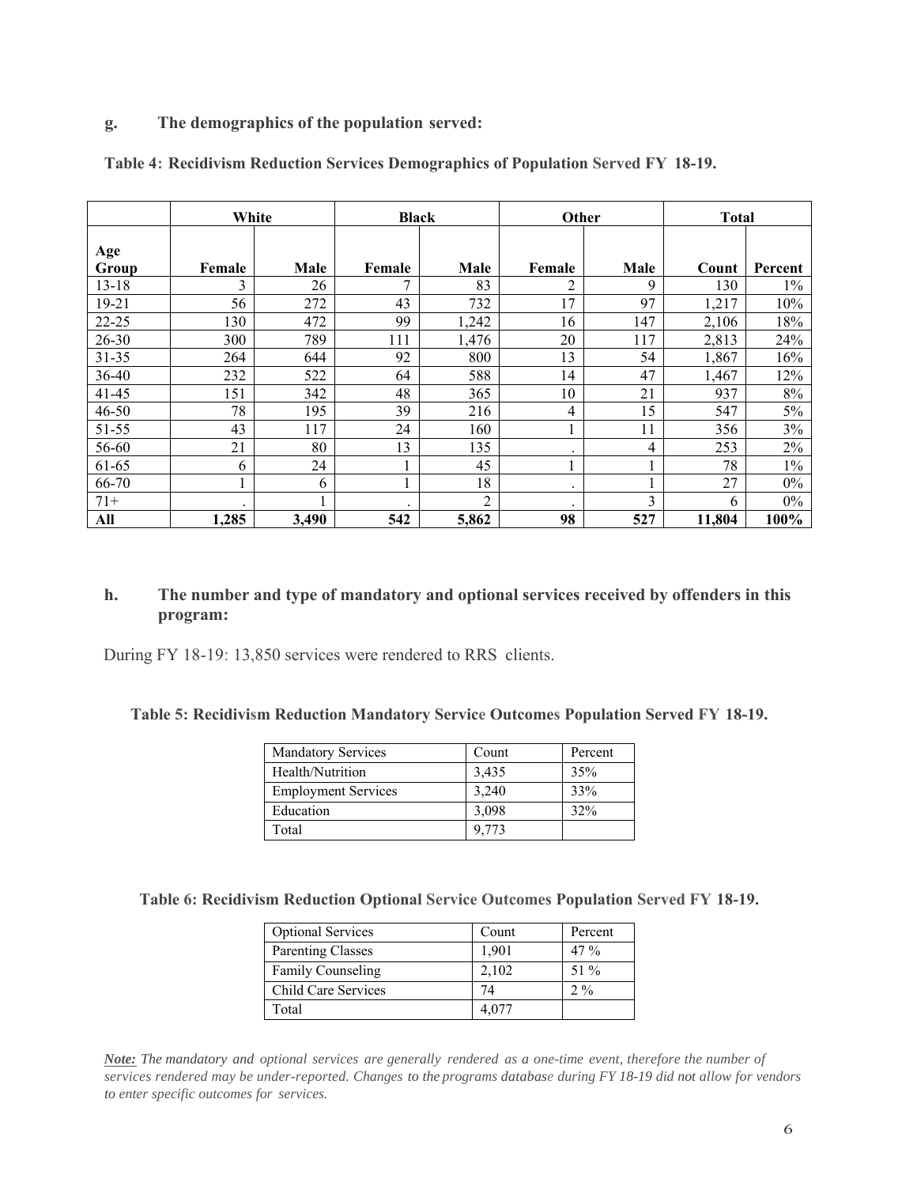**g. The demographics of the population served:**

**Table 4: Recidivism Reduction Services Demographics of Population Served FY 18-19.**

| | White | | Black | | Other | | Total | |
|---|---|---|---|---|---|---|---|---|
| Age Group | Female | Male | Female | Male | Female | Male | Count | Percent |
| 13-18 | 3 | 26 | 7 | 83 | 2 | 9 | 130 | 1% |
| 19-21 | 56 | 272 | 43 | 732 | 17 | 97 | 1,217 | 10% |
| 22-25 | 130 | 472 | 99 | 1,242 | 16 | 147 | 2,106 | 18% |
| 26-30 | 300 | 789 | 111 | 1,476 | 20 | 117 | 2,813 | 24% |
| 31-35 | 264 | 644 | 92 | 800 | 13 | 54 | 1,867 | 16% |
| 36-40 | 232 | 522 | 64 | 588 | 14 | 47 | 1,467 | 12% |
| 41-45 | 151 | 342 | 48 | 365 | 10 | 21 | 937 | 8% |
| 46-50 | 78 | 195 | 39 | 216 | 4 | 15 | 547 | 5% |
| 51-55 | 43 | 117 | 24 | 160 | 1 | 11 | 356 | 3% |
| 56-60 | 21 | 80 | 13 | 135 | . | 4 | 253 | 2% |
| 61-65 | 6 | 24 | 1 | 45 | 1 | 1 | 78 | 1% |
| 66-70 | 1 | 6 | 1 | 18 | . | 1 | 27 | 0% |
| 71+ | . | 1 | . | 2 | . | 3 | 6 | 0% |
| **All** | **1,285** | **3,490** | **542** | **5,862** | **98** | **527** | **11,804** | **100%** |

**h. The number and type of mandatory and optional services received by offenders in this program:**

During FY 18-19: 13,850 services were rendered to RRS clients.

**Table 5: Recidivism Reduction Mandatory Service Outcomes Population Served FY 18-19.**

| Mandatory Services | Count | Percent |
|---|---|---|
| Health/Nutrition | 3,435 | 35% |
| Employment Services | 3,240 | 33% |
| Education | 3,098 | 32% |
| Total | 9,773 | |

**Table 6: Recidivism Reduction Optional Service Outcomes Population Served FY 18-19.**

| Optional Services | Count | Percent |
|---|---|---|
| Parenting Classes | 1,901 | 47 % |
| Family Counseling | 2,102 | 51 % |
| Child Care Services | 74 | 2 % |
| Total | 4,077 | |

***Note:*** *The mandatory and optional services are generally rendered as a one-time event, therefore the number of services rendered may be under-reported. Changes to the programs database during FY 18-19 did not allow for vendors to enter specific outcomes for services.*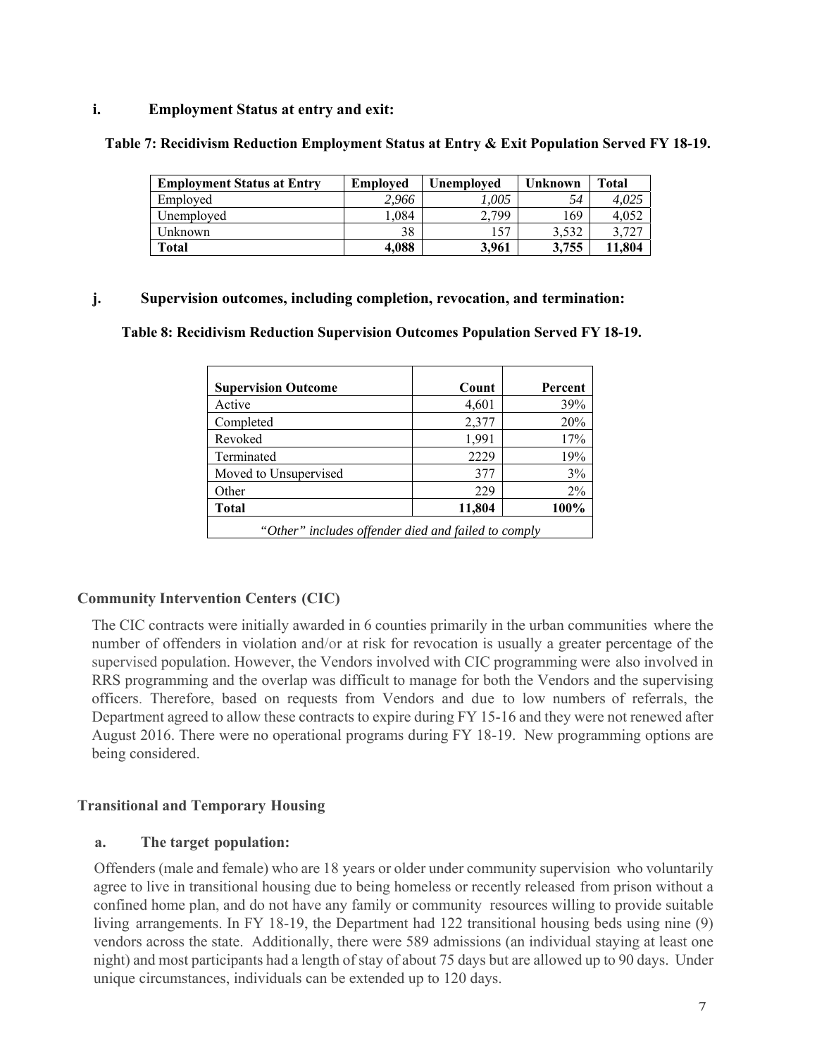**i. Employment Status at entry and exit:**

**Table 7: Recidivism Reduction Employment Status at Entry & Exit Population Served FY 18-19.**

| Employment Status at Entry | Employed | Unemployed | Unknown | Total |
|---|---|---|---|---|
| Employed | *2,966* | *1,005* | *54* | *4,025* |
| Unemployed | 1,084 | 2,799 | 169 | 4,052 |
| Unknown | 38 | 157 | 3,532 | 3,727 |
| **Total** | **4,088** | **3,961** | **3,755** | **11,804** |

**j. Supervision outcomes, including completion, revocation, and termination:**

**Table 8: Recidivism Reduction Supervision Outcomes Population Served FY 18-19.**

| Supervision Outcome | Count | Percent |
|---|---|---|
| Active | 4,601 | 39% |
| Completed | 2,377 | 20% |
| Revoked | 1,991 | 17% |
| Terminated | 2229 | 19% |
| Moved to Unsupervised | 377 | 3% |
| Other | 229 | 2% |
| **Total** | **11,804** | **100%** |

*"Other" includes offender died and failed to comply*

## Community Intervention Centers (CIC)

The CIC contracts were initially awarded in 6 counties primarily in the urban communities where the number of offenders in violation and/or at risk for revocation is usually a greater percentage of the supervised population. However, the Vendors involved with CIC programming were also involved in RRS programming and the overlap was difficult to manage for both the Vendors and the supervising officers. Therefore, based on requests from Vendors and due to low numbers of referrals, the Department agreed to allow these contracts to expire during FY 15-16 and they were not renewed after August 2016. There were no operational programs during FY 18-19. New programming options are being considered.

## Transitional and Temporary Housing

**a. The target population:**

Offenders (male and female) who are 18 years or older under community supervision who voluntarily agree to live in transitional housing due to being homeless or recently released from prison without a confined home plan, and do not have any family or community resources willing to provide suitable living arrangements. In FY 18-19, the Department had 122 transitional housing beds using nine (9) vendors across the state. Additionally, there were 589 admissions (an individual staying at least one night) and most participants had a length of stay of about 75 days but are allowed up to 90 days. Under unique circumstances, individuals can be extended up to 120 days.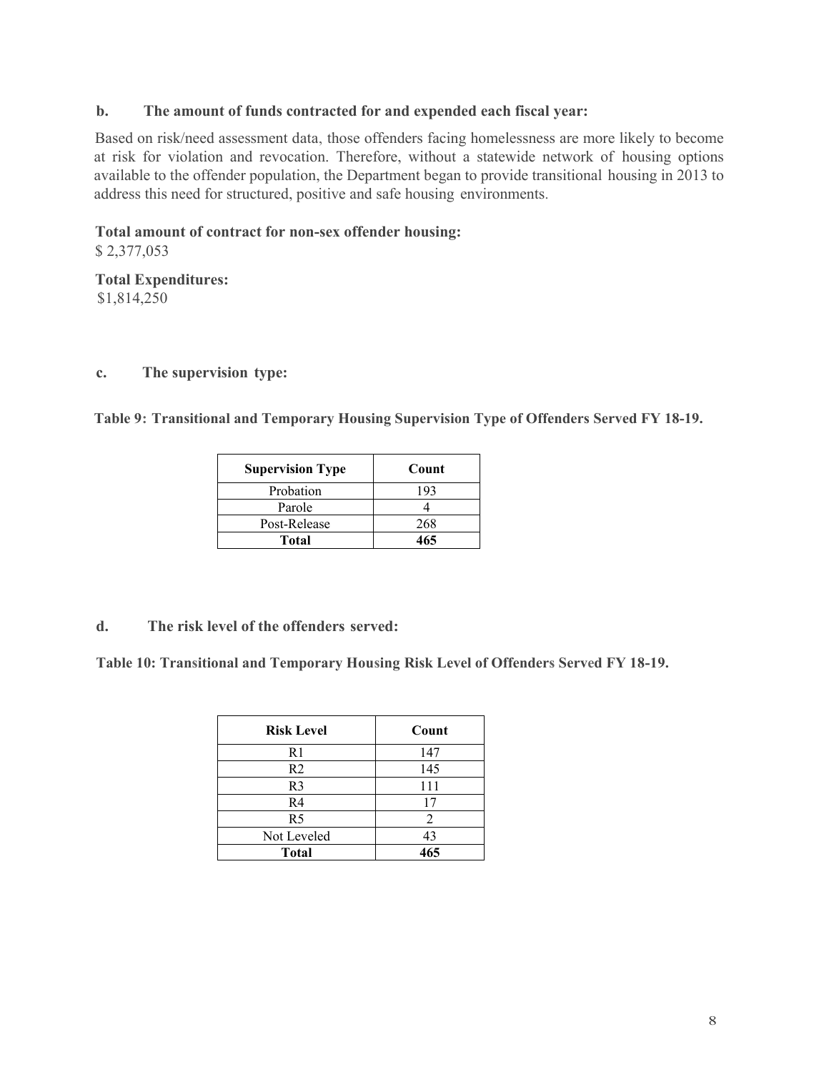**b. The amount of funds contracted for and expended each fiscal year:**

Based on risk/need assessment data, those offenders facing homelessness are more likely to become at risk for violation and revocation. Therefore, without a statewide network of housing options available to the offender population, the Department began to provide transitional housing in 2013 to address this need for structured, positive and safe housing environments.

**Total amount of contract for non-sex offender housing:**
$ 2,377,053

**Total Expenditures:**
$1,814,250

**c. The supervision type:**

**Table 9: Transitional and Temporary Housing Supervision Type of Offenders Served FY 18-19.**

| Supervision Type | Count |
|---|---|
| Probation | 193 |
| Parole | 4 |
| Post-Release | 268 |
| **Total** | **465** |

**d. The risk level of the offenders served:**

**Table 10: Transitional and Temporary Housing Risk Level of Offenders Served FY 18-19.**

| Risk Level | Count |
|---|---|
| R1 | 147 |
| R2 | 145 |
| R3 | 111 |
| R4 | 17 |
| R5 | 2 |
| Not Leveled | 43 |
| **Total** | **465** |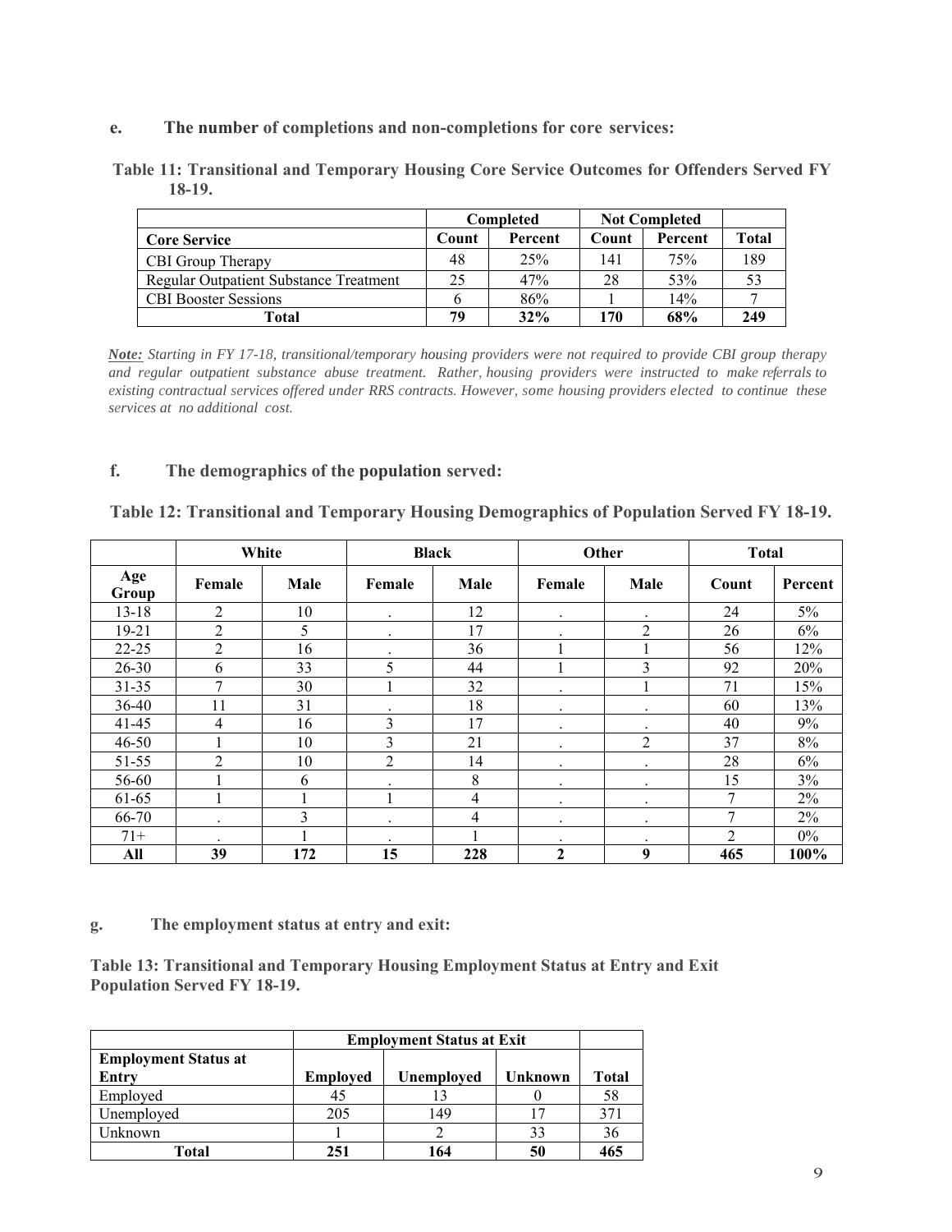**e. The number of completions and non-completions for core services:**

**Table 11: Transitional and Temporary Housing Core Service Outcomes for Offenders Served FY 18-19.**

| | Completed | | Not Completed | | |
|---|---|---|---|---|---|
| **Core Service** | **Count** | **Percent** | **Count** | **Percent** | **Total** |
| CBI Group Therapy | 48 | 25% | 141 | 75% | 189 |
| Regular Outpatient Substance Treatment | 25 | 47% | 28 | 53% | 53 |
| CBI Booster Sessions | 6 | 86% | 1 | 14% | 7 |
| **Total** | **79** | **32%** | **170** | **68%** | **249** |

***Note:*** *Starting in FY 17-18, transitional/temporary housing providers were not required to provide CBI group therapy and regular outpatient substance abuse treatment. Rather, housing providers were instructed to make referrals to existing contractual services offered under RRS contracts. However, some housing providers elected to continue these services at no additional cost.*

**f. The demographics of the population served:**

**Table 12: Transitional and Temporary Housing Demographics of Population Served FY 18-19.**

| | White | | Black | | Other | | Total | |
|---|---|---|---|---|---|---|---|---|
| **Age Group** | **Female** | **Male** | **Female** | **Male** | **Female** | **Male** | **Count** | **Percent** |
| 13-18 | 2 | 10 | . | 12 | . | . | 24 | 5% |
| 19-21 | 2 | 5 | . | 17 | . | 2 | 26 | 6% |
| 22-25 | 2 | 16 | . | 36 | 1 | 1 | 56 | 12% |
| 26-30 | 6 | 33 | 5 | 44 | 1 | 3 | 92 | 20% |
| 31-35 | 7 | 30 | 1 | 32 | . | 1 | 71 | 15% |
| 36-40 | 11 | 31 | . | 18 | . | . | 60 | 13% |
| 41-45 | 4 | 16 | 3 | 17 | . | . | 40 | 9% |
| 46-50 | 1 | 10 | 3 | 21 | . | 2 | 37 | 8% |
| 51-55 | 2 | 10 | 2 | 14 | . | . | 28 | 6% |
| 56-60 | 1 | 6 | . | 8 | . | . | 15 | 3% |
| 61-65 | 1 | 1 | 1 | 4 | . | . | 7 | 2% |
| 66-70 | . | 3 | . | 4 | . | . | 7 | 2% |
| 71+ | . | 1 | . | 1 | . | . | 2 | 0% |
| **All** | **39** | **172** | **15** | **228** | **2** | **9** | **465** | **100%** |

**g. The employment status at entry and exit:**

**Table 13: Transitional and Temporary Housing Employment Status at Entry and Exit Population Served FY 18-19.**

| | Employment Status at Exit | | | |
|---|---|---|---|---|
| **Employment Status at Entry** | **Employed** | **Unemployed** | **Unknown** | **Total** |
| Employed | 45 | 13 | 0 | 58 |
| Unemployed | 205 | 149 | 17 | 371 |
| Unknown | 1 | 2 | 33 | 36 |
| **Total** | **251** | **164** | **50** | **465** |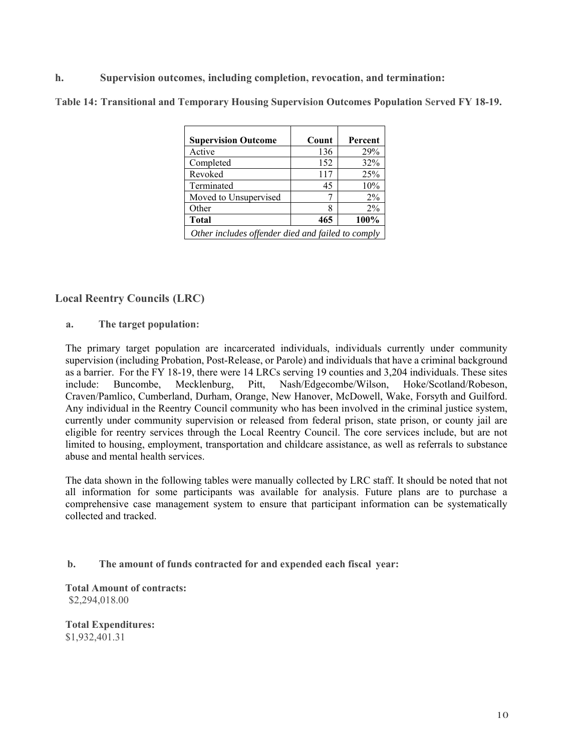**h. Supervision outcomes, including completion, revocation, and termination:**

**Table 14: Transitional and Temporary Housing Supervision Outcomes Population Served FY 18-19.**

| Supervision Outcome | Count | Percent |
|---|---|---|
| Active | 136 | 29% |
| Completed | 152 | 32% |
| Revoked | 117 | 25% |
| Terminated | 45 | 10% |
| Moved to Unsupervised | 7 | 2% |
| Other | 8 | 2% |
| **Total** | **465** | **100%** |
| *Other includes offender died and failed to comply* | | |

## Local Reentry Councils (LRC)

**a. The target population:**

The primary target population are incarcerated individuals, individuals currently under community supervision (including Probation, Post-Release, or Parole) and individuals that have a criminal background as a barrier. For the FY 18-19, there were 14 LRCs serving 19 counties and 3,204 individuals. These sites include: Buncombe, Mecklenburg, Pitt, Nash/Edgecombe/Wilson, Hoke/Scotland/Robeson, Craven/Pamlico, Cumberland, Durham, Orange, New Hanover, McDowell, Wake, Forsyth and Guilford. Any individual in the Reentry Council community who has been involved in the criminal justice system, currently under community supervision or released from federal prison, state prison, or county jail are eligible for reentry services through the Local Reentry Council. The core services include, but are not limited to housing, employment, transportation and childcare assistance, as well as referrals to substance abuse and mental health services.

The data shown in the following tables were manually collected by LRC staff. It should be noted that not all information for some participants was available for analysis. Future plans are to purchase a comprehensive case management system to ensure that participant information can be systematically collected and tracked.

**b. The amount of funds contracted for and expended each fiscal year:**

**Total Amount of contracts:**
$2,294,018.00

**Total Expenditures:**
$1,932,401.31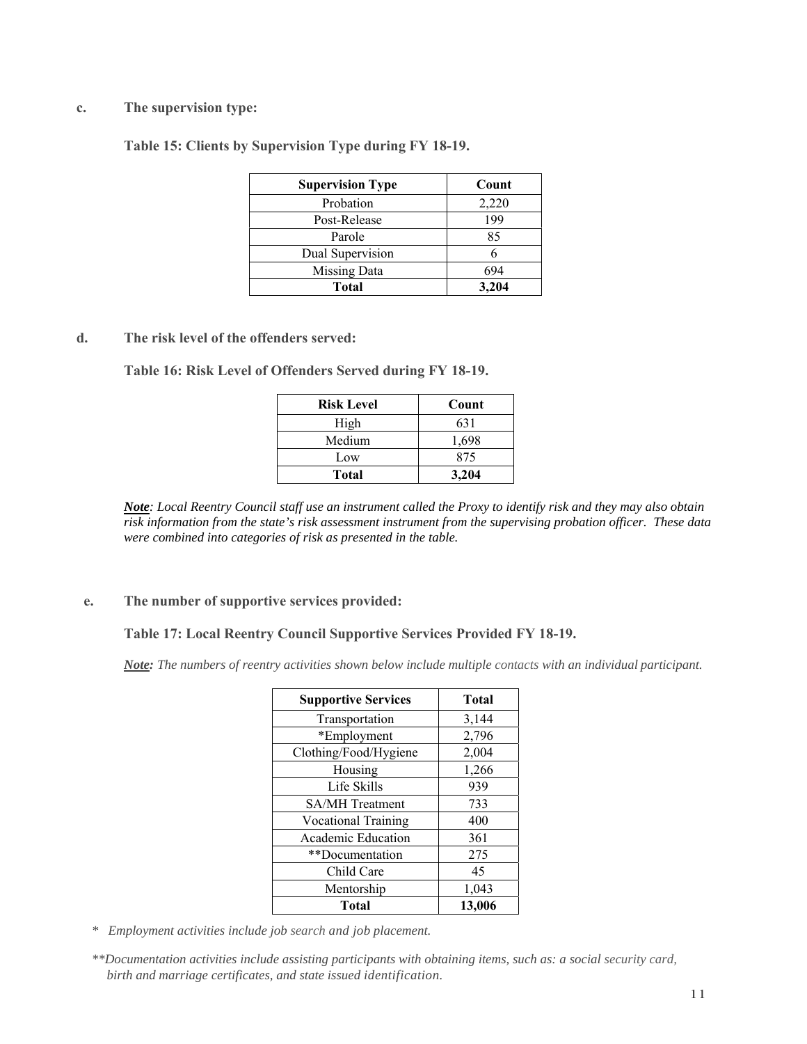**c. The supervision type:**

**Table 15: Clients by Supervision Type during FY 18-19.**

| Supervision Type | Count |
|---|---|
| Probation | 2,220 |
| Post-Release | 199 |
| Parole | 85 |
| Dual Supervision | 6 |
| Missing Data | 694 |
| **Total** | **3,204** |

**d. The risk level of the offenders served:**

**Table 16: Risk Level of Offenders Served during FY 18-19.**

| Risk Level | Count |
|---|---|
| High | 631 |
| Medium | 1,698 |
| Low | 875 |
| **Total** | **3,204** |

***Note**: Local Reentry Council staff use an instrument called the Proxy to identify risk and they may also obtain risk information from the state's risk assessment instrument from the supervising probation officer. These data were combined into categories of risk as presented in the table.*

**e. The number of supportive services provided:**

**Table 17: Local Reentry Council Supportive Services Provided FY 18-19.**

***Note:** The numbers of reentry activities shown below include multiple contacts with an individual participant.*

| Supportive Services | Total |
|---|---|
| Transportation | 3,144 |
| *Employment | 2,796 |
| Clothing/Food/Hygiene | 2,004 |
| Housing | 1,266 |
| Life Skills | 939 |
| SA/MH Treatment | 733 |
| Vocational Training | 400 |
| Academic Education | 361 |
| **Documentation | 275 |
| Child Care | 45 |
| Mentorship | 1,043 |
| **Total** | **13,006** |

\* *Employment activities include job search and job placement.*

\*\**Documentation activities include assisting participants with obtaining items, such as: a social security card, birth and marriage certificates, and state issued identification.*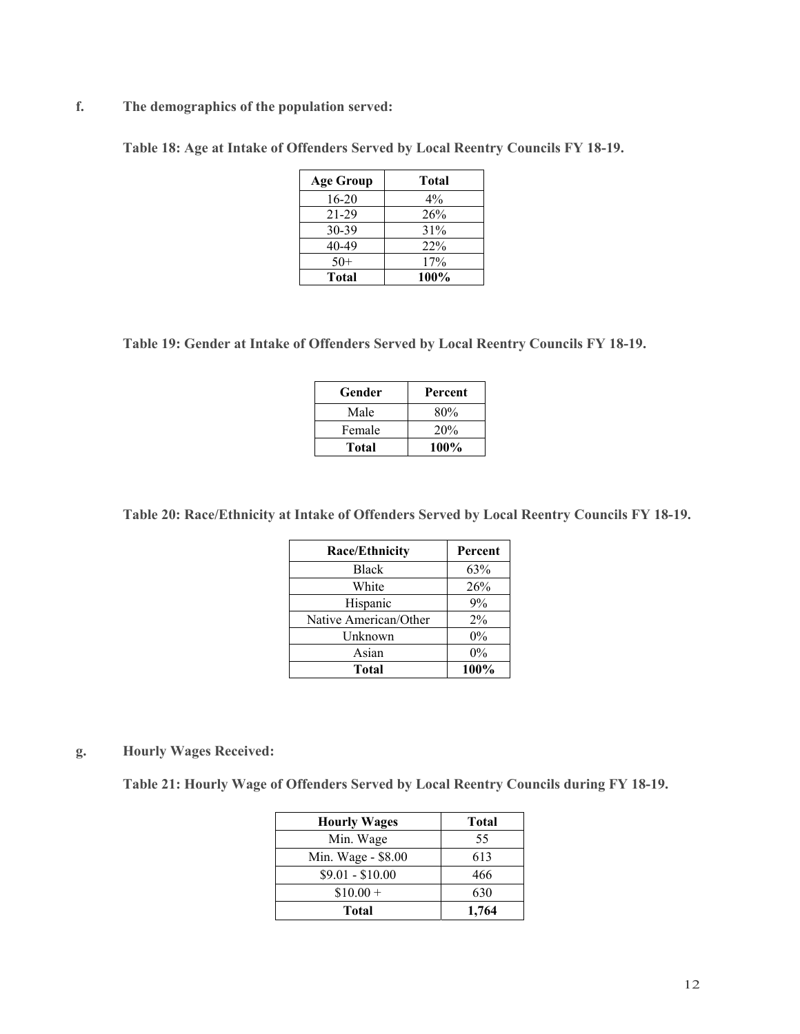**f. The demographics of the population served:**

**Table 18: Age at Intake of Offenders Served by Local Reentry Councils FY 18-19.**

| Age Group | Total |
|---|---|
| 16-20 | 4% |
| 21-29 | 26% |
| 30-39 | 31% |
| 40-49 | 22% |
| 50+ | 17% |
| **Total** | **100%** |

**Table 19: Gender at Intake of Offenders Served by Local Reentry Councils FY 18-19.**

| Gender | Percent |
|---|---|
| Male | 80% |
| Female | 20% |
| **Total** | **100%** |

**Table 20: Race/Ethnicity at Intake of Offenders Served by Local Reentry Councils FY 18-19.**

| Race/Ethnicity | Percent |
|---|---|
| Black | 63% |
| White | 26% |
| Hispanic | 9% |
| Native American/Other | 2% |
| Unknown | 0% |
| Asian | 0% |
| **Total** | **100%** |

**g. Hourly Wages Received:**

**Table 21: Hourly Wage of Offenders Served by Local Reentry Councils during FY 18-19.**

| Hourly Wages | Total |
|---|---|
| Min. Wage | 55 |
| Min. Wage - $8.00 | 613 |
| $9.01 - $10.00 | 466 |
| $10.00 + | 630 |
| **Total** | **1,764** |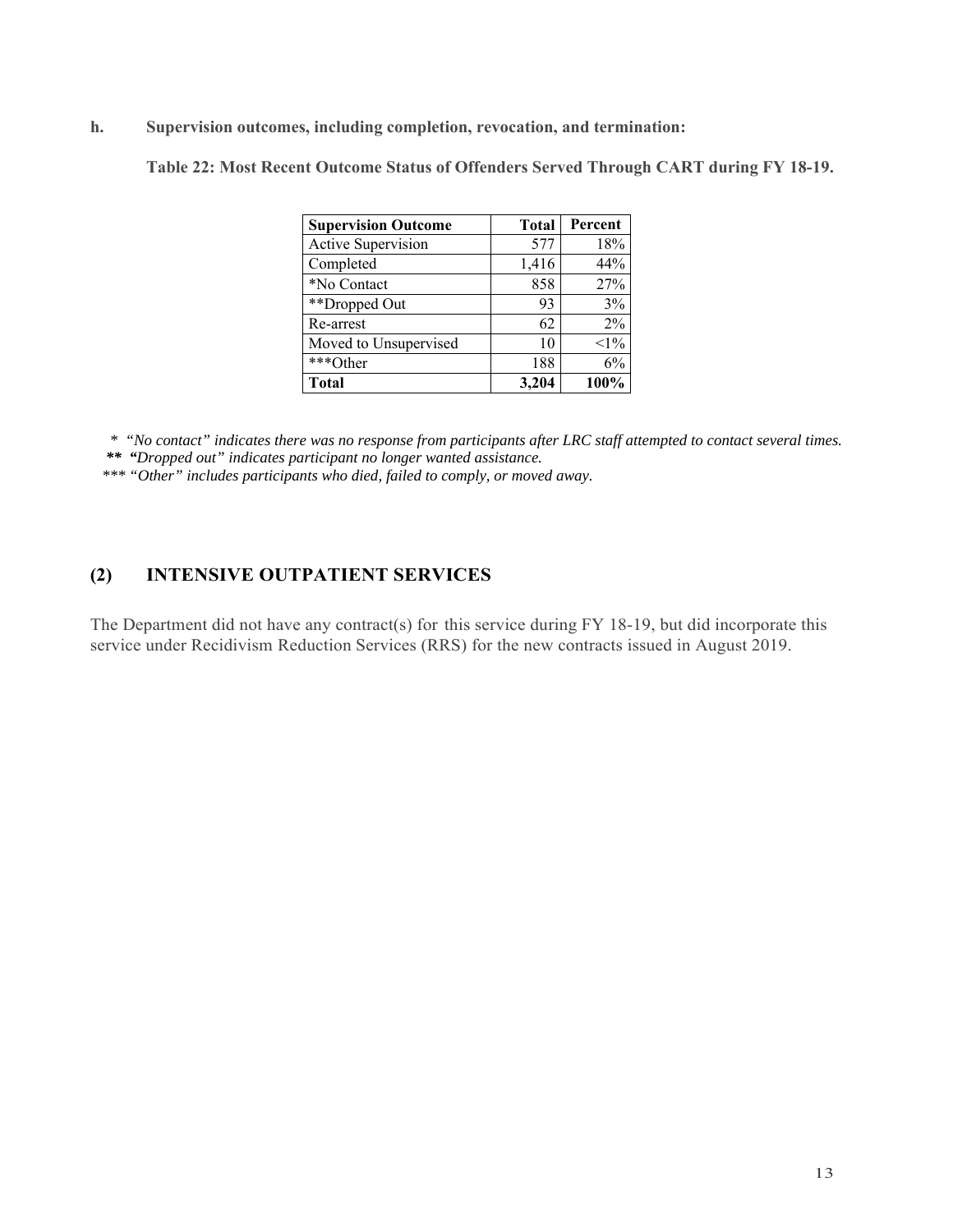**h. Supervision outcomes, including completion, revocation, and termination:**

**Table 22: Most Recent Outcome Status of Offenders Served Through CART during FY 18-19.**

| Supervision Outcome | Total | Percent |
|---|---:|---:|
| Active Supervision | 577 | 18% |
| Completed | 1,416 | 44% |
| *No Contact | 858 | 27% |
| **Dropped Out | 93 | 3% |
| Re-arrest | 62 | 2% |
| Moved to Unsupervised | 10 | <1% |
| ***Other | 188 | 6% |
| **Total** | **3,204** | **100%** |

\* *"No contact" indicates there was no response from participants after LRC staff attempted to contact several times.*
\*\* *"Dropped out" indicates participant no longer wanted assistance.*
\*\*\* *"Other" includes participants who died, failed to comply, or moved away.*

## (2) INTENSIVE OUTPATIENT SERVICES

The Department did not have any contract(s) for this service during FY 18-19, but did incorporate this service under Recidivism Reduction Services (RRS) for the new contracts issued in August 2019.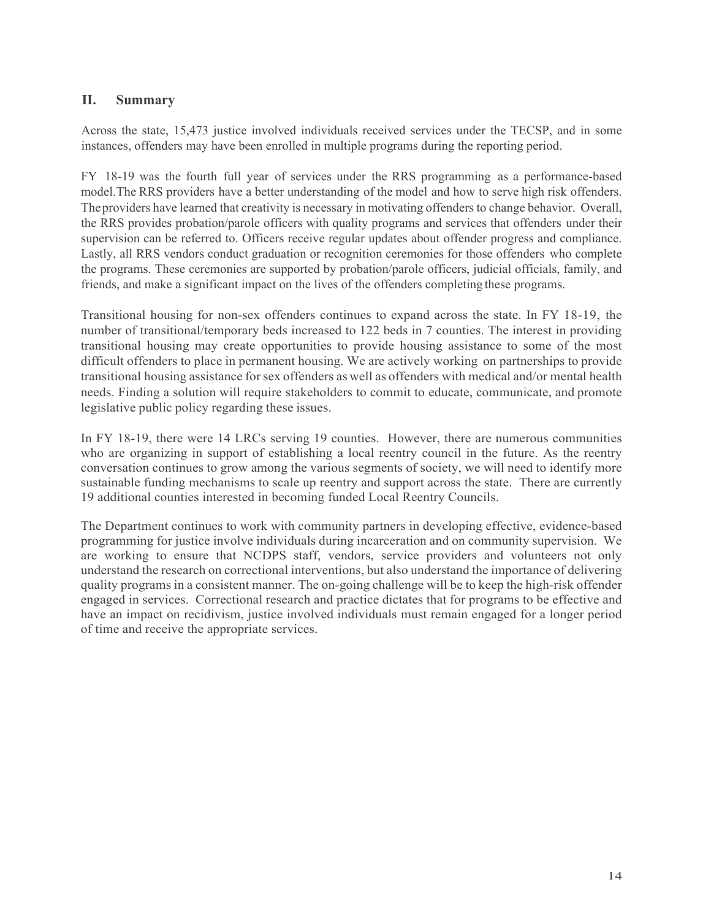## II. Summary

Across the state, 15,473 justice involved individuals received services under the TECSP, and in some instances, offenders may have been enrolled in multiple programs during the reporting period.

FY 18-19 was the fourth full year of services under the RRS programming as a performance-based model.The RRS providers have a better understanding of the model and how to serve high risk offenders. The providers have learned that creativity is necessary in motivating offenders to change behavior. Overall, the RRS provides probation/parole officers with quality programs and services that offenders under their supervision can be referred to. Officers receive regular updates about offender progress and compliance. Lastly, all RRS vendors conduct graduation or recognition ceremonies for those offenders who complete the programs. These ceremonies are supported by probation/parole officers, judicial officials, family, and friends, and make a significant impact on the lives of the offenders completing these programs.

Transitional housing for non-sex offenders continues to expand across the state. In FY 18-19, the number of transitional/temporary beds increased to 122 beds in 7 counties. The interest in providing transitional housing may create opportunities to provide housing assistance to some of the most difficult offenders to place in permanent housing. We are actively working on partnerships to provide transitional housing assistance for sex offenders as well as offenders with medical and/or mental health needs. Finding a solution will require stakeholders to commit to educate, communicate, and promote legislative public policy regarding these issues.

In FY 18-19, there were 14 LRCs serving 19 counties. However, there are numerous communities who are organizing in support of establishing a local reentry council in the future. As the reentry conversation continues to grow among the various segments of society, we will need to identify more sustainable funding mechanisms to scale up reentry and support across the state. There are currently 19 additional counties interested in becoming funded Local Reentry Councils.

The Department continues to work with community partners in developing effective, evidence-based programming for justice involve individuals during incarceration and on community supervision. We are working to ensure that NCDPS staff, vendors, service providers and volunteers not only understand the research on correctional interventions, but also understand the importance of delivering quality programs in a consistent manner. The on-going challenge will be to keep the high-risk offender engaged in services. Correctional research and practice dictates that for programs to be effective and have an impact on recidivism, justice involved individuals must remain engaged for a longer period of time and receive the appropriate services.